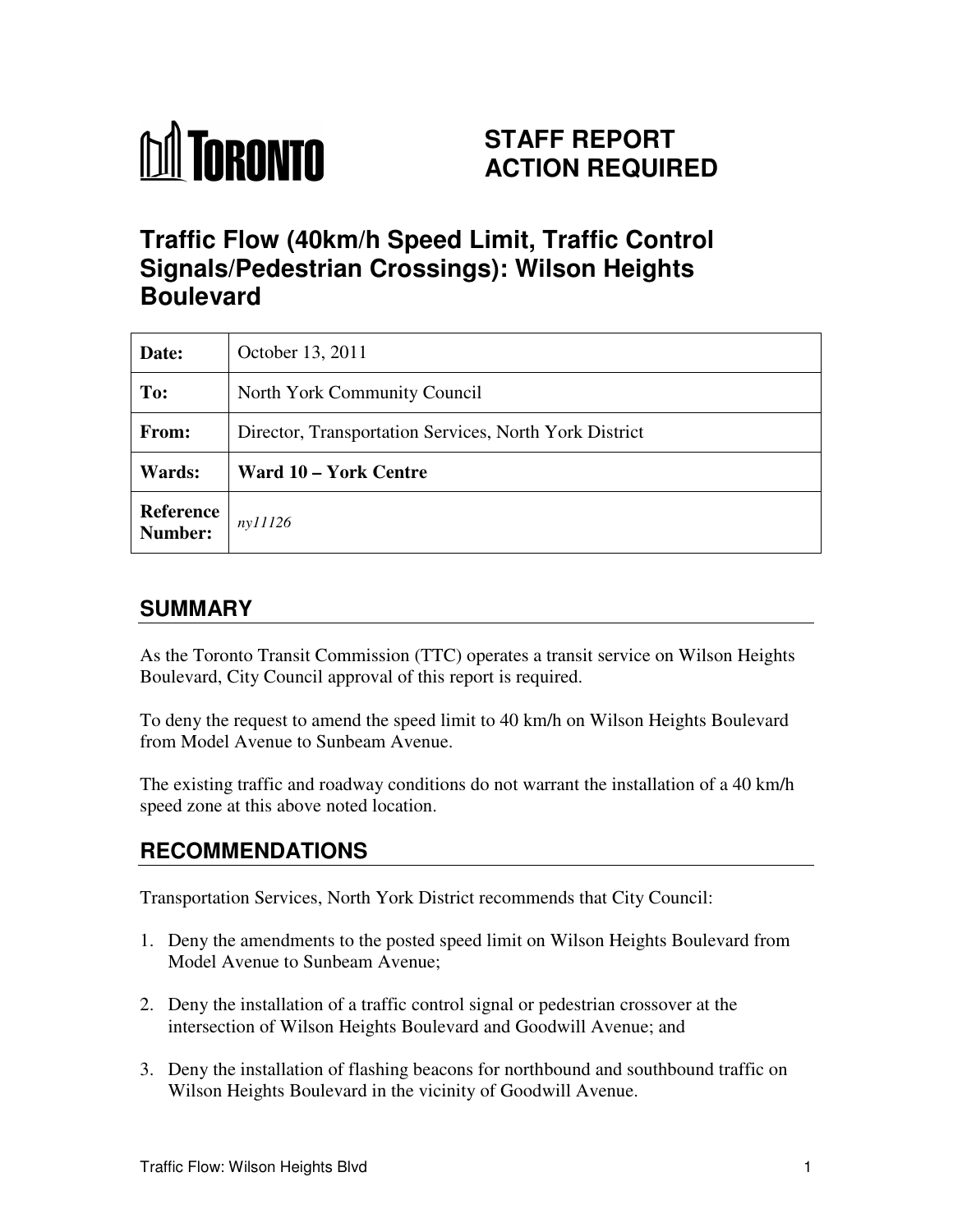TORONTO

# STAFF REPORT ACTION REQUIRED

# Traffic Flow (40km/h Speed Limit, Traffic Control Signals/Pedestrian Crossings): Wilson Heights Boulevard

| | |
|---|---|
| **Date:** | October 13, 2011 |
| **To:** | North York Community Council |
| **From:** | Director, Transportation Services, North York District |
| **Wards:** | **Ward 10 – York Centre** |
| **Reference Number:** | *ny11126* |

## SUMMARY

As the Toronto Transit Commission (TTC) operates a transit service on Wilson Heights Boulevard, City Council approval of this report is required.

To deny the request to amend the speed limit to 40 km/h on Wilson Heights Boulevard from Model Avenue to Sunbeam Avenue.

The existing traffic and roadway conditions do not warrant the installation of a 40 km/h speed zone at this above noted location.

## RECOMMENDATIONS

Transportation Services, North York District recommends that City Council:

1. Deny the amendments to the posted speed limit on Wilson Heights Boulevard from Model Avenue to Sunbeam Avenue;

2. Deny the installation of a traffic control signal or pedestrian crossover at the intersection of Wilson Heights Boulevard and Goodwill Avenue; and

3. Deny the installation of flashing beacons for northbound and southbound traffic on Wilson Heights Boulevard in the vicinity of Goodwill Avenue.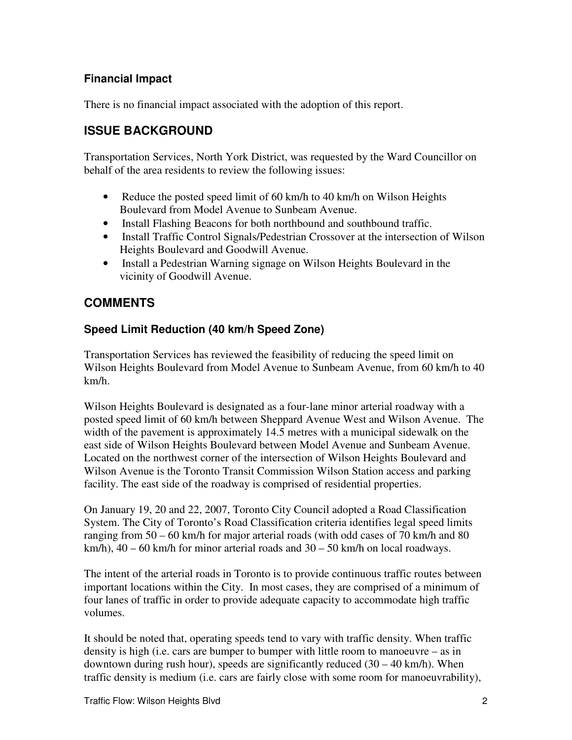### Financial Impact

There is no financial impact associated with the adoption of this report.

## ISSUE BACKGROUND

Transportation Services, North York District, was requested by the Ward Councillor on behalf of the area residents to review the following issues:

- Reduce the posted speed limit of 60 km/h to 40 km/h on Wilson Heights Boulevard from Model Avenue to Sunbeam Avenue.
- Install Flashing Beacons for both northbound and southbound traffic.
- Install Traffic Control Signals/Pedestrian Crossover at the intersection of Wilson Heights Boulevard and Goodwill Avenue.
- Install a Pedestrian Warning signage on Wilson Heights Boulevard in the vicinity of Goodwill Avenue.

## COMMENTS

### Speed Limit Reduction (40 km/h Speed Zone)

Transportation Services has reviewed the feasibility of reducing the speed limit on Wilson Heights Boulevard from Model Avenue to Sunbeam Avenue, from 60 km/h to 40 km/h.

Wilson Heights Boulevard is designated as a four-lane minor arterial roadway with a posted speed limit of 60 km/h between Sheppard Avenue West and Wilson Avenue. The width of the pavement is approximately 14.5 metres with a municipal sidewalk on the east side of Wilson Heights Boulevard between Model Avenue and Sunbeam Avenue. Located on the northwest corner of the intersection of Wilson Heights Boulevard and Wilson Avenue is the Toronto Transit Commission Wilson Station access and parking facility. The east side of the roadway is comprised of residential properties.

On January 19, 20 and 22, 2007, Toronto City Council adopted a Road Classification System. The City of Toronto's Road Classification criteria identifies legal speed limits ranging from 50 – 60 km/h for major arterial roads (with odd cases of 70 km/h and 80 km/h), 40 – 60 km/h for minor arterial roads and 30 – 50 km/h on local roadways.

The intent of the arterial roads in Toronto is to provide continuous traffic routes between important locations within the City. In most cases, they are comprised of a minimum of four lanes of traffic in order to provide adequate capacity to accommodate high traffic volumes.

It should be noted that, operating speeds tend to vary with traffic density. When traffic density is high (i.e. cars are bumper to bumper with little room to manoeuvre – as in downtown during rush hour), speeds are significantly reduced (30 – 40 km/h). When traffic density is medium (i.e. cars are fairly close with some room for manoeuvrability),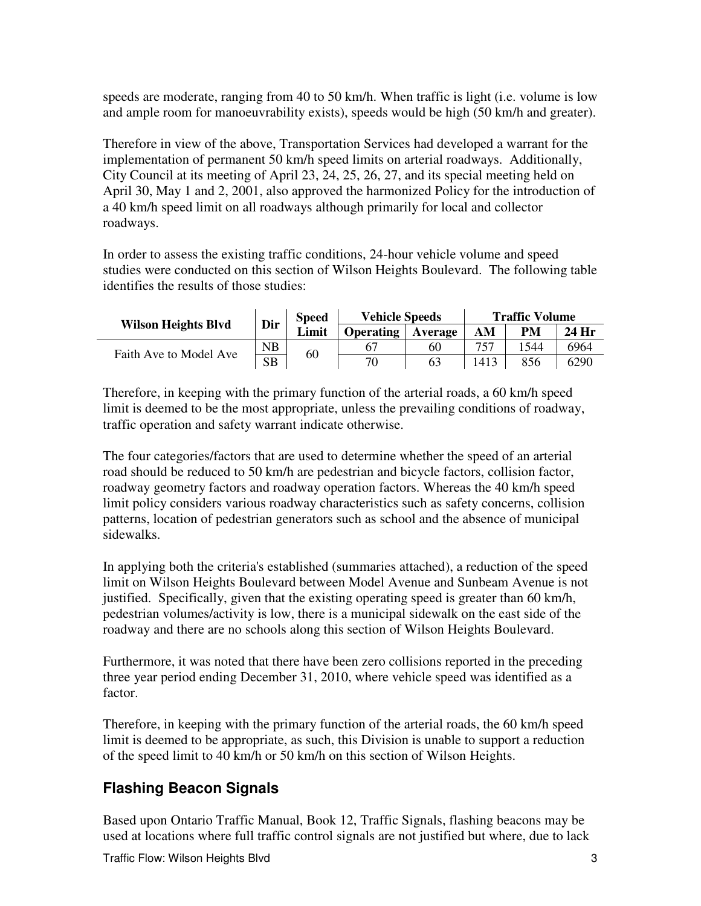speeds are moderate, ranging from 40 to 50 km/h. When traffic is light (i.e. volume is low and ample room for manoeuvrability exists), speeds would be high (50 km/h and greater).

Therefore in view of the above, Transportation Services had developed a warrant for the implementation of permanent 50 km/h speed limits on arterial roadways. Additionally, City Council at its meeting of April 23, 24, 25, 26, 27, and its special meeting held on April 30, May 1 and 2, 2001, also approved the harmonized Policy for the introduction of a 40 km/h speed limit on all roadways although primarily for local and collector roadways.

In order to assess the existing traffic conditions, 24-hour vehicle volume and speed studies were conducted on this section of Wilson Heights Boulevard. The following table identifies the results of those studies:

| Wilson Heights Blvd | Dir | Speed Limit | Vehicle Speeds | | Traffic Volume | | |
|---|---|---|---|---|---|---|---|
| | | | Operating | Average | AM | PM | 24 Hr |
| Faith Ave to Model Ave | NB | 60 | 67 | 60 | 757 | 1544 | 6964 |
| | SB | | 70 | 63 | 1413 | 856 | 6290 |

Therefore, in keeping with the primary function of the arterial roads, a 60 km/h speed limit is deemed to be the most appropriate, unless the prevailing conditions of roadway, traffic operation and safety warrant indicate otherwise.

The four categories/factors that are used to determine whether the speed of an arterial road should be reduced to 50 km/h are pedestrian and bicycle factors, collision factor, roadway geometry factors and roadway operation factors. Whereas the 40 km/h speed limit policy considers various roadway characteristics such as safety concerns, collision patterns, location of pedestrian generators such as school and the absence of municipal sidewalks.

In applying both the criteria's established (summaries attached), a reduction of the speed limit on Wilson Heights Boulevard between Model Avenue and Sunbeam Avenue is not justified. Specifically, given that the existing operating speed is greater than 60 km/h, pedestrian volumes/activity is low, there is a municipal sidewalk on the east side of the roadway and there are no schools along this section of Wilson Heights Boulevard.

Furthermore, it was noted that there have been zero collisions reported in the preceding three year period ending December 31, 2010, where vehicle speed was identified as a factor.

Therefore, in keeping with the primary function of the arterial roads, the 60 km/h speed limit is deemed to be appropriate, as such, this Division is unable to support a reduction of the speed limit to 40 km/h or 50 km/h on this section of Wilson Heights.

## Flashing Beacon Signals

Based upon Ontario Traffic Manual, Book 12, Traffic Signals, flashing beacons may be used at locations where full traffic control signals are not justified but where, due to lack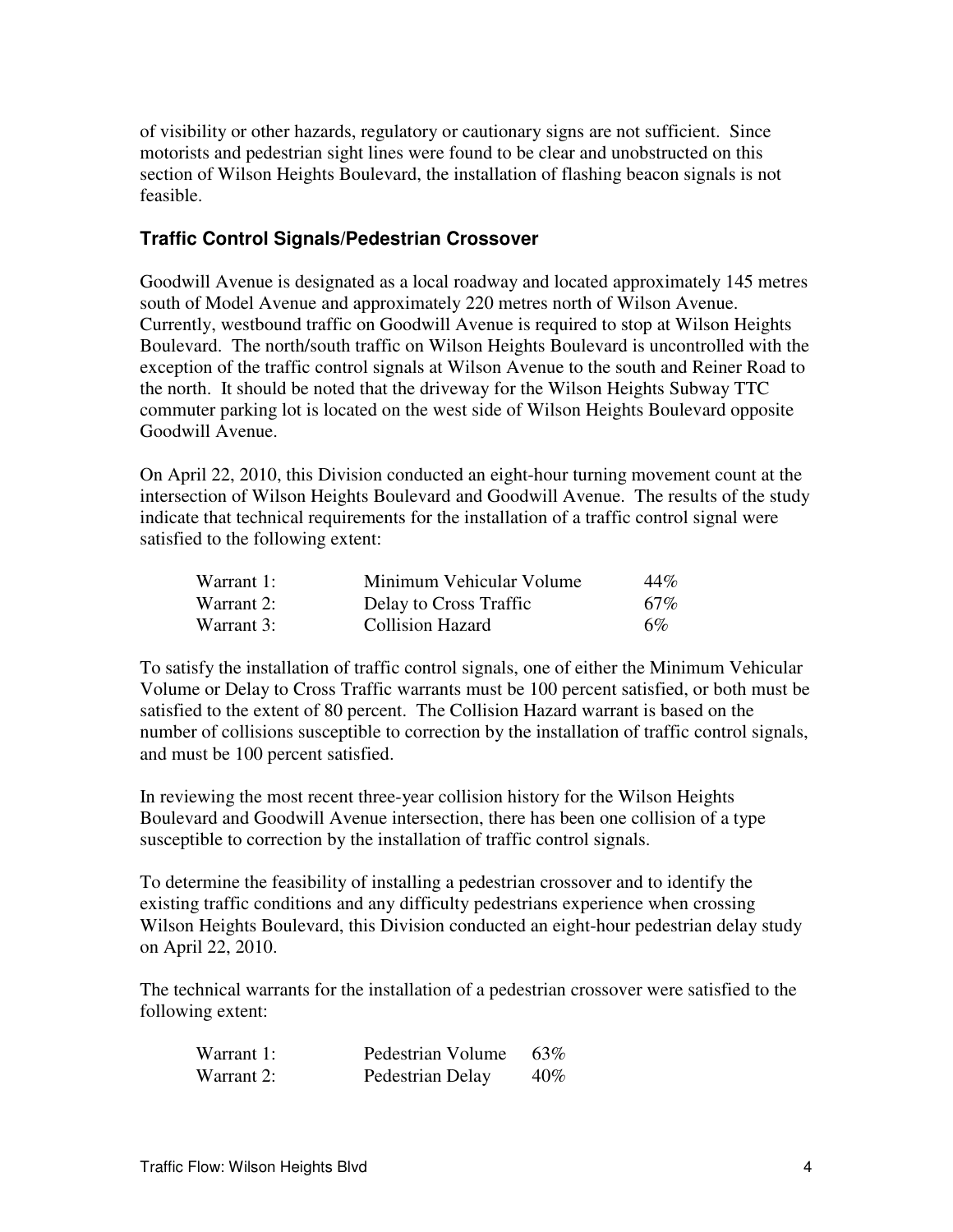of visibility or other hazards, regulatory or cautionary signs are not sufficient. Since motorists and pedestrian sight lines were found to be clear and unobstructed on this section of Wilson Heights Boulevard, the installation of flashing beacon signals is not feasible.

### Traffic Control Signals/Pedestrian Crossover

Goodwill Avenue is designated as a local roadway and located approximately 145 metres south of Model Avenue and approximately 220 metres north of Wilson Avenue. Currently, westbound traffic on Goodwill Avenue is required to stop at Wilson Heights Boulevard. The north/south traffic on Wilson Heights Boulevard is uncontrolled with the exception of the traffic control signals at Wilson Avenue to the south and Reiner Road to the north. It should be noted that the driveway for the Wilson Heights Subway TTC commuter parking lot is located on the west side of Wilson Heights Boulevard opposite Goodwill Avenue.

On April 22, 2010, this Division conducted an eight-hour turning movement count at the intersection of Wilson Heights Boulevard and Goodwill Avenue. The results of the study indicate that technical requirements for the installation of a traffic control signal were satisfied to the following extent:

| | | |
|---|---|---|
| Warrant 1: | Minimum Vehicular Volume | 44% |
| Warrant 2: | Delay to Cross Traffic | 67% |
| Warrant 3: | Collision Hazard | 6% |

To satisfy the installation of traffic control signals, one of either the Minimum Vehicular Volume or Delay to Cross Traffic warrants must be 100 percent satisfied, or both must be satisfied to the extent of 80 percent. The Collision Hazard warrant is based on the number of collisions susceptible to correction by the installation of traffic control signals, and must be 100 percent satisfied.

In reviewing the most recent three-year collision history for the Wilson Heights Boulevard and Goodwill Avenue intersection, there has been one collision of a type susceptible to correction by the installation of traffic control signals.

To determine the feasibility of installing a pedestrian crossover and to identify the existing traffic conditions and any difficulty pedestrians experience when crossing Wilson Heights Boulevard, this Division conducted an eight-hour pedestrian delay study on April 22, 2010.

The technical warrants for the installation of a pedestrian crossover were satisfied to the following extent:

| | | |
|---|---|---|
| Warrant 1: | Pedestrian Volume | 63% |
| Warrant 2: | Pedestrian Delay | 40% |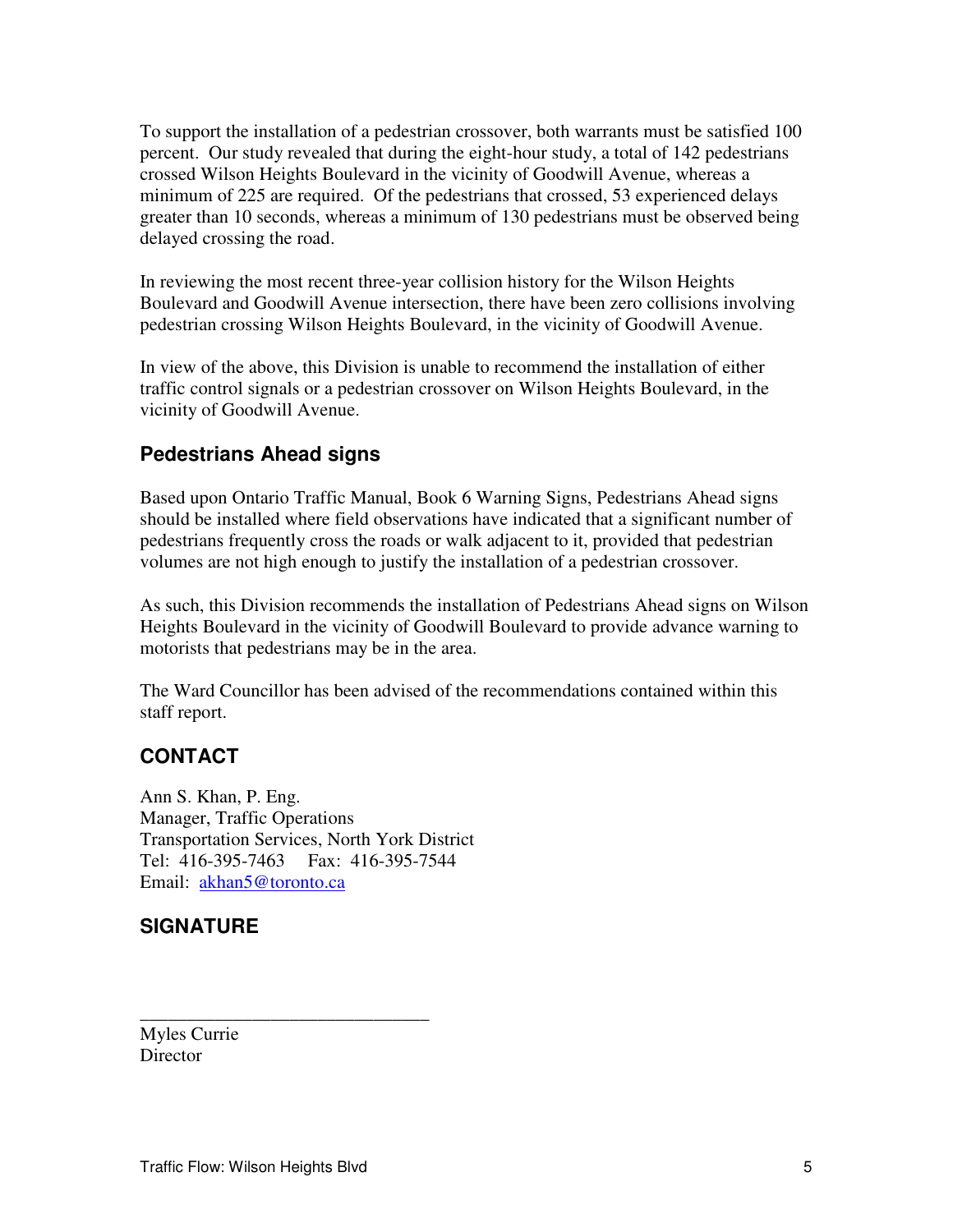To support the installation of a pedestrian crossover, both warrants must be satisfied 100 percent. Our study revealed that during the eight-hour study, a total of 142 pedestrians crossed Wilson Heights Boulevard in the vicinity of Goodwill Avenue, whereas a minimum of 225 are required. Of the pedestrians that crossed, 53 experienced delays greater than 10 seconds, whereas a minimum of 130 pedestrians must be observed being delayed crossing the road.

In reviewing the most recent three-year collision history for the Wilson Heights Boulevard and Goodwill Avenue intersection, there have been zero collisions involving pedestrian crossing Wilson Heights Boulevard, in the vicinity of Goodwill Avenue.

In view of the above, this Division is unable to recommend the installation of either traffic control signals or a pedestrian crossover on Wilson Heights Boulevard, in the vicinity of Goodwill Avenue.

### Pedestrians Ahead signs

Based upon Ontario Traffic Manual, Book 6 Warning Signs, Pedestrians Ahead signs should be installed where field observations have indicated that a significant number of pedestrians frequently cross the roads or walk adjacent to it, provided that pedestrian volumes are not high enough to justify the installation of a pedestrian crossover.

As such, this Division recommends the installation of Pedestrians Ahead signs on Wilson Heights Boulevard in the vicinity of Goodwill Boulevard to provide advance warning to motorists that pedestrians may be in the area.

The Ward Councillor has been advised of the recommendations contained within this staff report.

## CONTACT

Ann S. Khan, P. Eng.
Manager, Traffic Operations
Transportation Services, North York District
Tel: 416-395-7463 Fax: 416-395-7544
Email: akhan5@toronto.ca

## SIGNATURE

_______________________________
Myles Currie
Director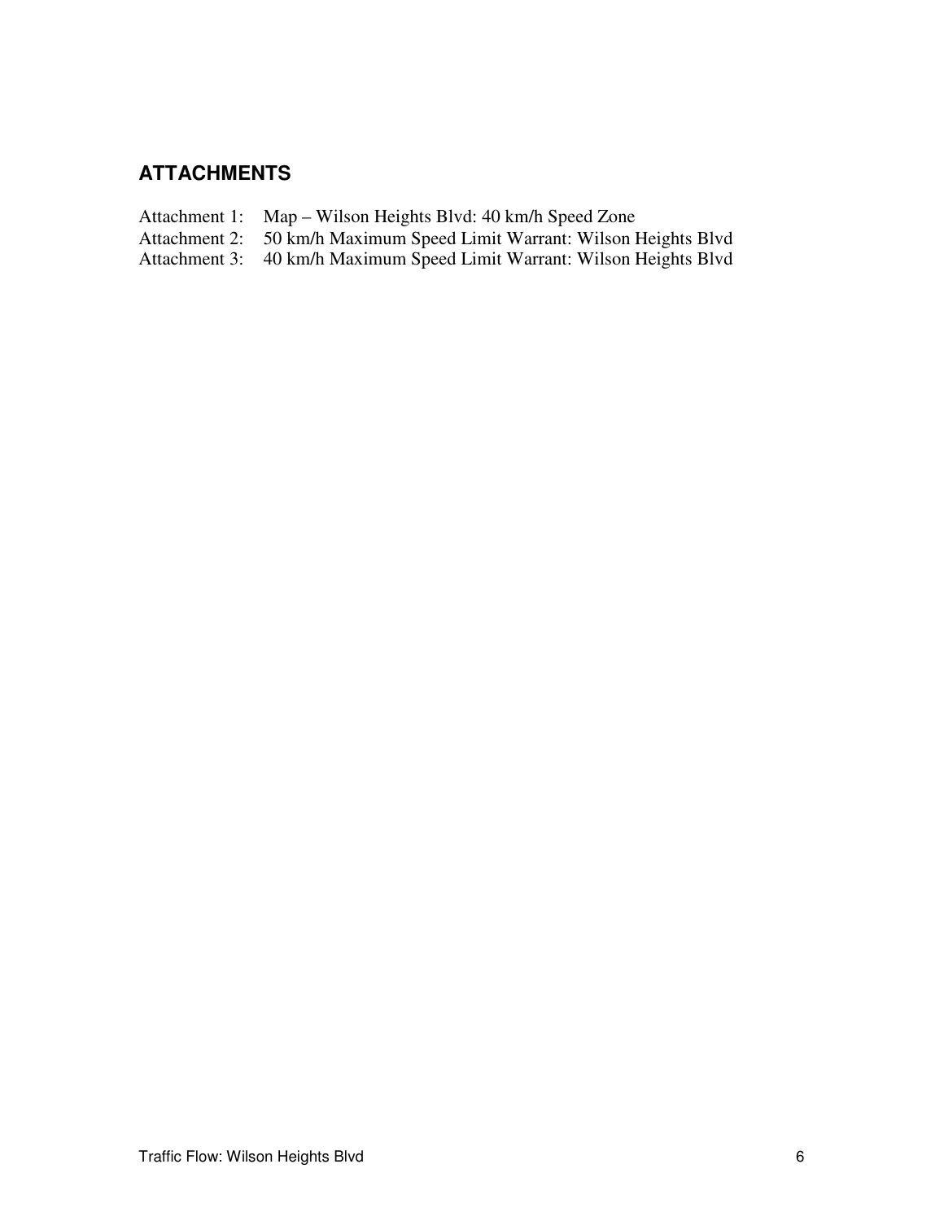## ATTACHMENTS

Attachment 1: Map – Wilson Heights Blvd: 40 km/h Speed Zone
Attachment 2: 50 km/h Maximum Speed Limit Warrant: Wilson Heights Blvd
Attachment 3: 40 km/h Maximum Speed Limit Warrant: Wilson Heights Blvd